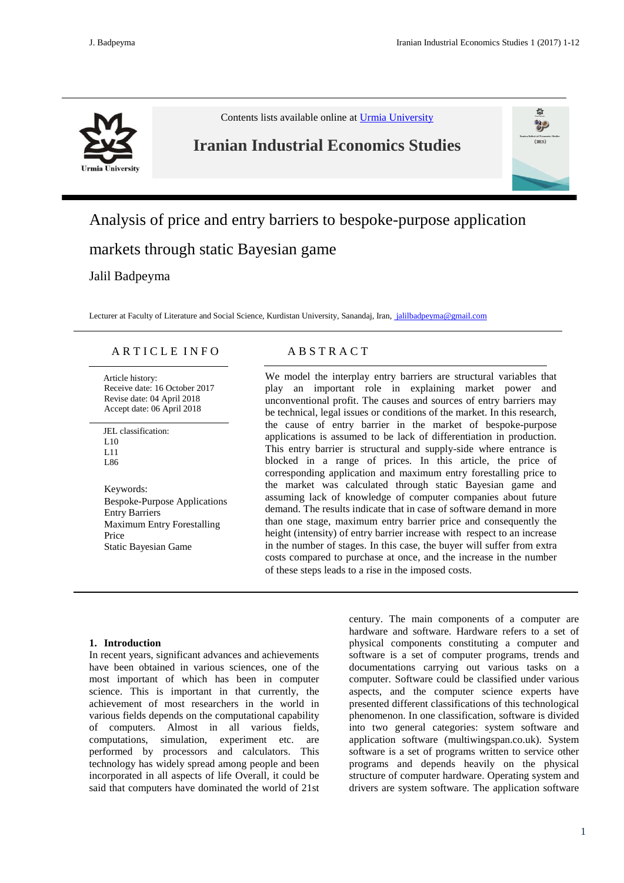Contents lists available online at Urmia University

**Iranian Industrial Economics Studies**

# Analysis of price and entry barriers to bespoke-purpose application markets through static Bayesian game

Jalil Badpeyma

Lecturer at Faculty of Literature and Social Science, Kurdistan University, Sanandaj, Iran, jalilbadpeyma@gmail.com

## ARTICLE INFO

Article history:
Receive date: 16 October 2017
Revise date: 04 April 2018
Accept date: 06 April 2018

JEL classification:
L10
L11
L86

Keywords:
Bespoke-Purpose Applications
Entry Barriers
Maximum Entry Forestalling Price
Static Bayesian Game

## ABSTRACT

We model the interplay entry barriers are structural variables that play an important role in explaining market power and unconventional profit. The causes and sources of entry barriers may be technical, legal issues or conditions of the market. In this research, the cause of entry barrier in the market of bespoke-purpose applications is assumed to be lack of differentiation in production. This entry barrier is structural and supply-side where entrance is blocked in a range of prices. In this article, the price of corresponding application and maximum entry forestalling price to the market was calculated through static Bayesian game and assuming lack of knowledge of computer companies about future demand. The results indicate that in case of software demand in more than one stage, maximum entry barrier price and consequently the height (intensity) of entry barrier increase with respect to an increase in the number of stages. In this case, the buyer will suffer from extra costs compared to purchase at once, and the increase in the number of these steps leads to a rise in the imposed costs.

## 1. Introduction

In recent years, significant advances and achievements have been obtained in various sciences, one of the most important of which has been in computer science. This is important in that currently, the achievement of most researchers in the world in various fields depends on the computational capability of computers. Almost in all various fields, computations, simulation, experiment etc. are performed by processors and calculators. This technology has widely spread among people and been incorporated in all aspects of life Overall, it could be said that computers have dominated the world of 21st century. The main components of a computer are hardware and software. Hardware refers to a set of physical components constituting a computer and software is a set of computer programs, trends and documentations carrying out various tasks on a computer. Software could be classified under various aspects, and the computer science experts have presented different classifications of this technological phenomenon. In one classification, software is divided into two general categories: system software and application software (multiwingspan.co.uk). System software is a set of programs written to service other programs and depends heavily on the physical structure of computer hardware. Operating system and drivers are system software. The application software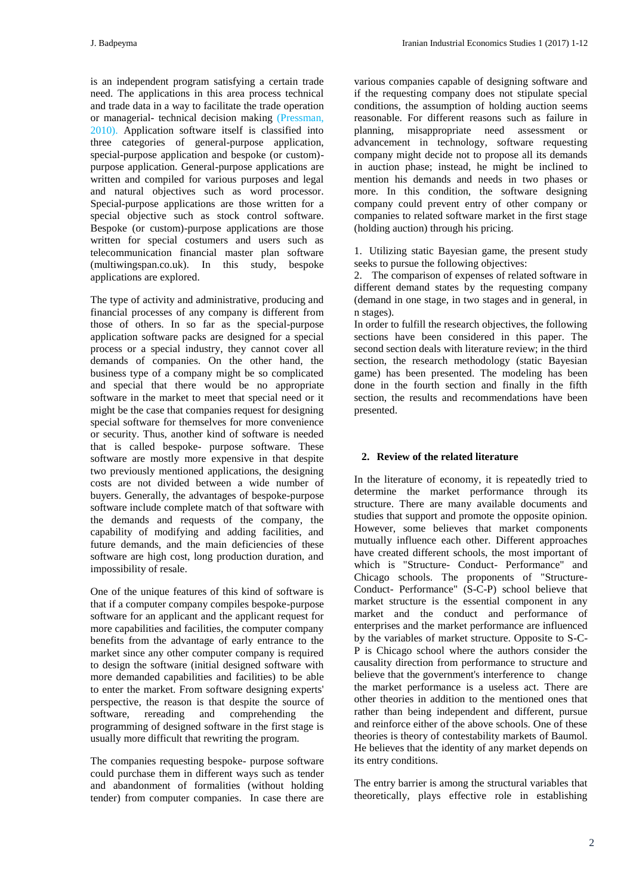is an independent program satisfying a certain trade need. The applications in this area process technical and trade data in a way to facilitate the trade operation or managerial- technical decision making (Pressman, 2010). Application software itself is classified into three categories of general-purpose application, special-purpose application and bespoke (or custom)-purpose application. General-purpose applications are written and compiled for various purposes and legal and natural objectives such as word processor. Special-purpose applications are those written for a special objective such as stock control software. Bespoke (or custom)-purpose applications are those written for special costumers and users such as telecommunication financial master plan software (multiwingspan.co.uk). In this study, bespoke applications are explored.

The type of activity and administrative, producing and financial processes of any company is different from those of others. In so far as the special-purpose application software packs are designed for a special process or a special industry, they cannot cover all demands of companies. On the other hand, the business type of a company might be so complicated and special that there would be no appropriate software in the market to meet that special need or it might be the case that companies request for designing special software for themselves for more convenience or security. Thus, another kind of software is needed that is called bespoke- purpose software. These software are mostly more expensive in that despite two previously mentioned applications, the designing costs are not divided between a wide number of buyers. Generally, the advantages of bespoke-purpose software include complete match of that software with the demands and requests of the company, the capability of modifying and adding facilities, and future demands, and the main deficiencies of these software are high cost, long production duration, and impossibility of resale.

One of the unique features of this kind of software is that if a computer company compiles bespoke-purpose software for an applicant and the applicant request for more capabilities and facilities, the computer company benefits from the advantage of early entrance to the market since any other computer company is required to design the software (initial designed software with more demanded capabilities and facilities) to be able to enter the market. From software designing experts' perspective, the reason is that despite the source of software, rereading and comprehending the programming of designed software in the first stage is usually more difficult that rewriting the program.

The companies requesting bespoke- purpose software could purchase them in different ways such as tender and abandonment of formalities (without holding tender) from computer companies. In case there are various companies capable of designing software and if the requesting company does not stipulate special conditions, the assumption of holding auction seems reasonable. For different reasons such as failure in planning, misappropriate need assessment or advancement in technology, software requesting company might decide not to propose all its demands in auction phase; instead, he might be inclined to mention his demands and needs in two phases or more. In this condition, the software designing company could prevent entry of other company or companies to related software market in the first stage (holding auction) through his pricing.

1. Utilizing static Bayesian game, the present study seeks to pursue the following objectives:
2. The comparison of expenses of related software in different demand states by the requesting company (demand in one stage, in two stages and in general, in n stages).

In order to fulfill the research objectives, the following sections have been considered in this paper. The second section deals with literature review; in the third section, the research methodology (static Bayesian game) has been presented. The modeling has been done in the fourth section and finally in the fifth section, the results and recommendations have been presented.

## 2. Review of the related literature

In the literature of economy, it is repeatedly tried to determine the market performance through its structure. There are many available documents and studies that support and promote the opposite opinion. However, some believes that market components mutually influence each other. Different approaches have created different schools, the most important of which is "Structure- Conduct- Performance" and Chicago schools. The proponents of "Structure-Conduct- Performance" (S-C-P) school believe that market structure is the essential component in any market and the conduct and performance of enterprises and the market performance are influenced by the variables of market structure. Opposite to S-C-P is Chicago school where the authors consider the causality direction from performance to structure and believe that the government's interference to change the market performance is a useless act. There are other theories in addition to the mentioned ones that rather than being independent and different, pursue and reinforce either of the above schools. One of these theories is theory of contestability markets of Baumol. He believes that the identity of any market depends on its entry conditions.

The entry barrier is among the structural variables that theoretically, plays effective role in establishing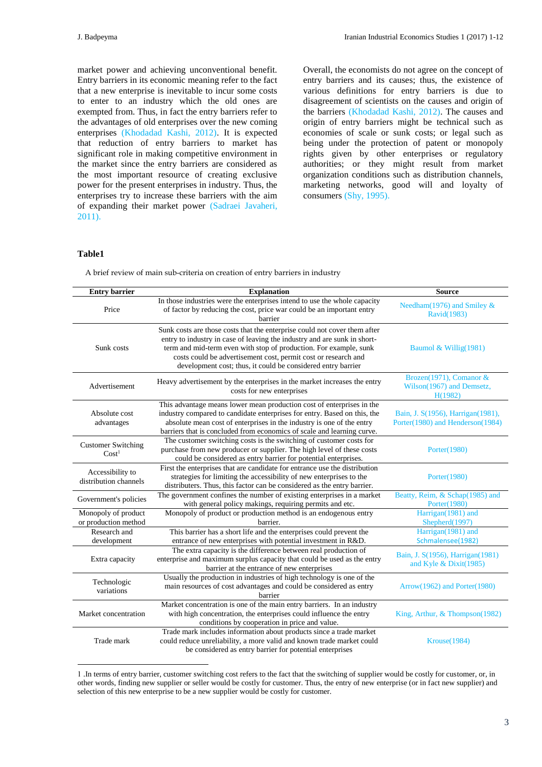market power and achieving unconventional benefit. Entry barriers in its economic meaning refer to the fact that a new enterprise is inevitable to incur some costs to enter to an industry which the old ones are exempted from. Thus, in fact the entry barriers refer to the advantages of old enterprises over the new coming enterprises (Khodadad Kashi, 2012). It is expected that reduction of entry barriers to market has significant role in making competitive environment in the market since the entry barriers are considered as the most important resource of creating exclusive power for the present enterprises in industry. Thus, the enterprises try to increase these barriers with the aim of expanding their market power (Sadraei Javaheri, 2011).

Overall, the economists do not agree on the concept of entry barriers and its causes; thus, the existence of various definitions for entry barriers is due to disagreement of scientists on the causes and origin of the barriers (Khodadad Kashi, 2012). The causes and origin of entry barriers might be technical such as economies of scale or sunk costs; or legal such as being under the protection of patent or monopoly rights given by other enterprises or regulatory authorities; or they might result from market organization conditions such as distribution channels, marketing networks, good will and loyalty of consumers (Shy, 1995).

**Table1**

A brief review of main sub-criteria on creation of entry barriers in industry

| Entry barrier | Explanation | Source |
|---|---|---|
| Price | In those industries were the enterprises intend to use the whole capacity of factor by reducing the cost, price war could be an important entry barrier | Needham(1976) and Smiley & Ravid(1983) |
| Sunk costs | Sunk costs are those costs that the enterprise could not cover them after entry to industry in case of leaving the industry and are sunk in short-term and mid-term even with stop of production. For example, sunk costs could be advertisement cost, permit cost or research and development cost; thus, it could be considered entry barrier | Baumol & Willig(1981) |
| Advertisement | Heavy advertisement by the enterprises in the market increases the entry costs for new enterprises | Brozen(1971), Comanor & Wilson(1967) and Demsetz, H(1982) |
| Absolute cost advantages | This advantage means lower mean production cost of enterprises in the industry compared to candidate enterprises for entry. Based on this, the absolute mean cost of enterprises in the industry is one of the entry barriers that is concluded from economics of scale and learning curve. | Bain, J. S(1956), Harrigan(1981), Porter(1980) and Henderson(1984) |
| Customer Switching Cost[1] | The customer switching costs is the switching of customer costs for purchase from new producer or supplier. The high level of these costs could be considered as entry barrier for potential enterprises. | Porter(1980) |
| Accessibility to distribution channels | First the enterprises that are candidate for entrance use the distribution strategies for limiting the accessibility of new enterprises to the distributers. Thus, this factor can be considered as the entry barrier. | Porter(1980) |
| Government's policies | The government confines the number of existing enterprises in a market with general policy makings, requiring permits and etc. | Beatty, Reim, & Schap(1985) and Porter(1980) |
| Monopoly of product or production method | Monopoly of product or production method is an endogenous entry barrier. | Harrigan(1981) and Shepherd(1997) |
| Research and development | This barrier has a short life and the enterprises could prevent the entrance of new enterprises with potential investment in R&D. | Harrigan(1981) and Schmalensee(1982) |
| Extra capacity | The extra capacity is the difference between real production of enterprise and maximum surplus capacity that could be used as the entry barrier at the entrance of new enterprises | Bain, J. S(1956), Harrigan(1981) and Kyle & Dixit(1985) |
| Technologic variations | Usually the production in industries of high technology is one of the main resources of cost advantages and could be considered as entry barrier | Arrow(1962) and Porter(1980) |
| Market concentration | Market concentration is one of the main entry barriers. In an industry with high concentration, the enterprises could influence the entry conditions by cooperation in price and value. | King, Arthur, & Thompson(1982) |
| Trade mark | Trade mark includes information about products since a trade market could reduce unreliability, a more valid and known trade market could be considered as entry barrier for potential enterprises | Krouse(1984) |

1 .In terms of entry barrier, customer switching cost refers to the fact that the switching of supplier would be costly for customer, or, in other words, finding new supplier or seller would be costly for customer. Thus, the entry of new enterprise (or in fact new supplier) and selection of this new enterprise to be a new supplier would be costly for customer.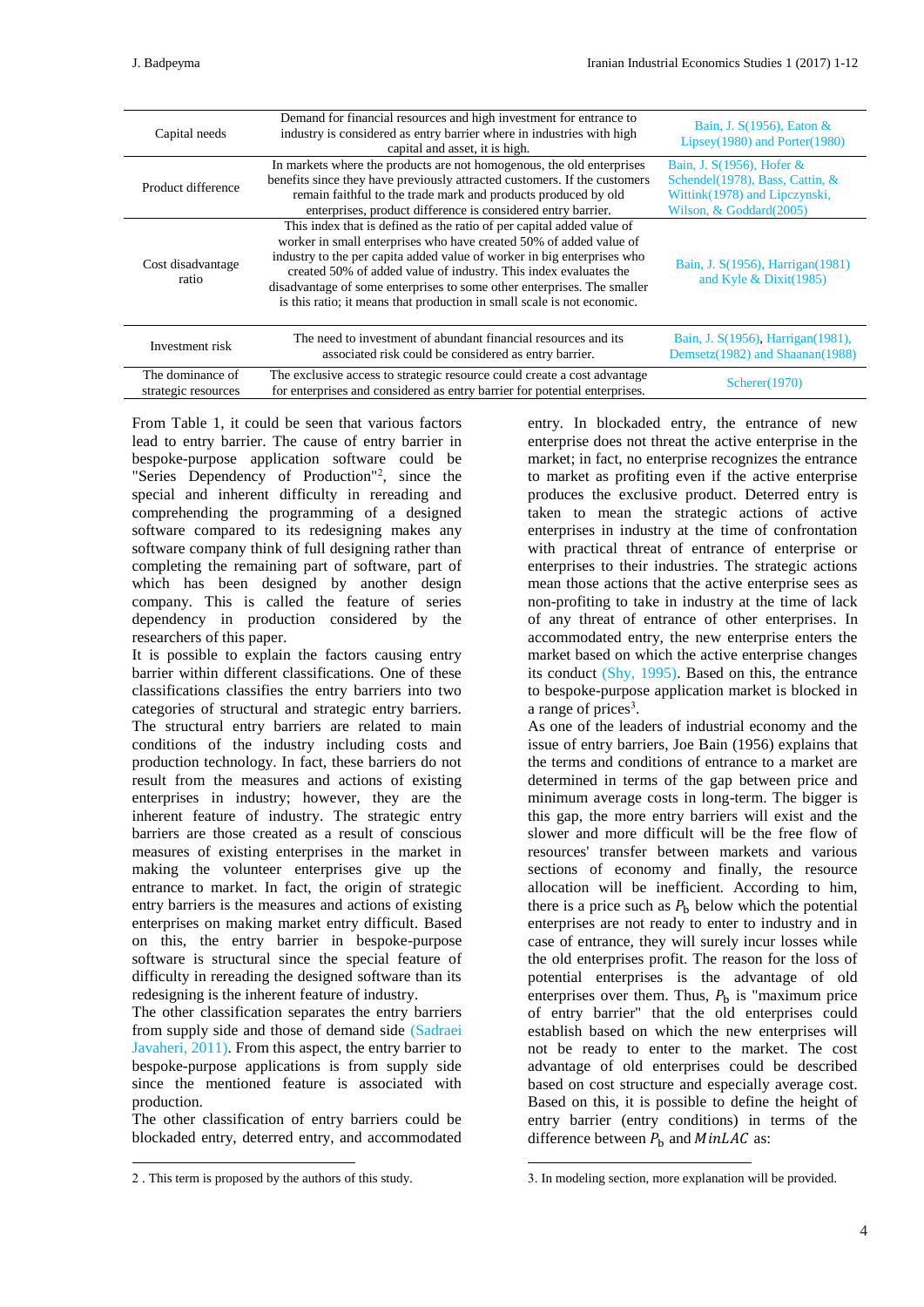| | | |
|---|---|---|
| Capital needs | Demand for financial resources and high investment for entrance to industry is considered as entry barrier where in industries with high capital and asset, it is high. | Bain, J. S(1956), Eaton & Lipsey(1980) and Porter(1980) |
| Product difference | In markets where the products are not homogenous, the old enterprises benefits since they have previously attracted customers. If the customers remain faithful to the trade mark and products produced by old enterprises, product difference is considered entry barrier. | Bain, J. S(1956), Hofer & Schendel(1978), Bass, Cattin, & Wittink(1978) and Lipczynski, Wilson, & Goddard(2005) |
| Cost disadvantage ratio | This index that is defined as the ratio of per capital added value of worker in small enterprises who have created 50% of added value of industry to the per capita added value of worker in big enterprises who created 50% of added value of industry. This index evaluates the disadvantage of some enterprises to some other enterprises. The smaller is this ratio; it means that production in small scale is not economic. | Bain, J. S(1956), Harrigan(1981) and Kyle & Dixit(1985) |
| Investment risk | The need to investment of abundant financial resources and its associated risk could be considered as entry barrier. | Bain, J. S(1956), Harrigan(1981), Demsetz(1982) and Shaanan(1988) |
| The dominance of strategic resources | The exclusive access to strategic resource could create a cost advantage for enterprises and considered as entry barrier for potential enterprises. | Scherer(1970) |

From Table 1, it could be seen that various factors lead to entry barrier. The cause of entry barrier in bespoke-purpose application software could be "Series Dependency of Production"[2], since the special and inherent difficulty in rereading and comprehending the programming of a designed software compared to its redesigning makes any software company think of full designing rather than completing the remaining part of software, part of which has been designed by another design company. This is called the feature of series dependency in production considered by the researchers of this paper.

It is possible to explain the factors causing entry barrier within different classifications. One of these classifications classifies the entry barriers into two categories of structural and strategic entry barriers. The structural entry barriers are related to main conditions of the industry including costs and production technology. In fact, these barriers do not result from the measures and actions of existing enterprises in industry; however, they are the inherent feature of industry. The strategic entry barriers are those created as a result of conscious measures of existing enterprises in the market in making the volunteer enterprises give up the entrance to market. In fact, the origin of strategic entry barriers is the measures and actions of existing enterprises on making market entry difficult. Based on this, the entry barrier in bespoke-purpose software is structural since the special feature of difficulty in rereading the designed software than its redesigning is the inherent feature of industry.

The other classification separates the entry barriers from supply side and those of demand side (Sadraei Javaheri, 2011). From this aspect, the entry barrier to bespoke-purpose applications is from supply side since the mentioned feature is associated with production.

The other classification of entry barriers could be blockaded entry, deterred entry, and accommodated entry. In blockaded entry, the entrance of new enterprise does not threat the active enterprise in the market; in fact, no enterprise recognizes the entrance to market as profiting even if the active enterprise produces the exclusive product. Deterred entry is taken to mean the strategic actions of active enterprises in industry at the time of confrontation with practical threat of entrance of enterprise or enterprises to their industries. The strategic actions mean those actions that the active enterprise sees as non-profiting to take in industry at the time of lack of any threat of entrance of other enterprises. In accommodated entry, the new enterprise enters the market based on which the active enterprise changes its conduct (Shy, 1995). Based on this, the entrance to bespoke-purpose application market is blocked in a range of prices[3].

As one of the leaders of industrial economy and the issue of entry barriers, Joe Bain (1956) explains that the terms and conditions of entrance to a market are determined in terms of the gap between price and minimum average costs in long-term. The bigger is this gap, the more entry barriers will exist and the slower and more difficult will be the free flow of resources' transfer between markets and various sections of economy and finally, the resource allocation will be inefficient. According to him, there is a price such as $P_b$ below which the potential enterprises are not ready to enter to industry and in case of entrance, they will surely incur losses while the old enterprises profit. The reason for the loss of potential enterprises is the advantage of old enterprises over them. Thus, $P_b$ is "maximum price of entry barrier" that the old enterprises could establish based on which the new enterprises will not be ready to enter to the market. The cost advantage of old enterprises could be described based on cost structure and especially average cost. Based on this, it is possible to define the height of entry barrier (entry conditions) in terms of the difference between $P_b$ and $MinLAC$ as:

2 . This term is proposed by the authors of this study.

3. In modeling section, more explanation will be provided.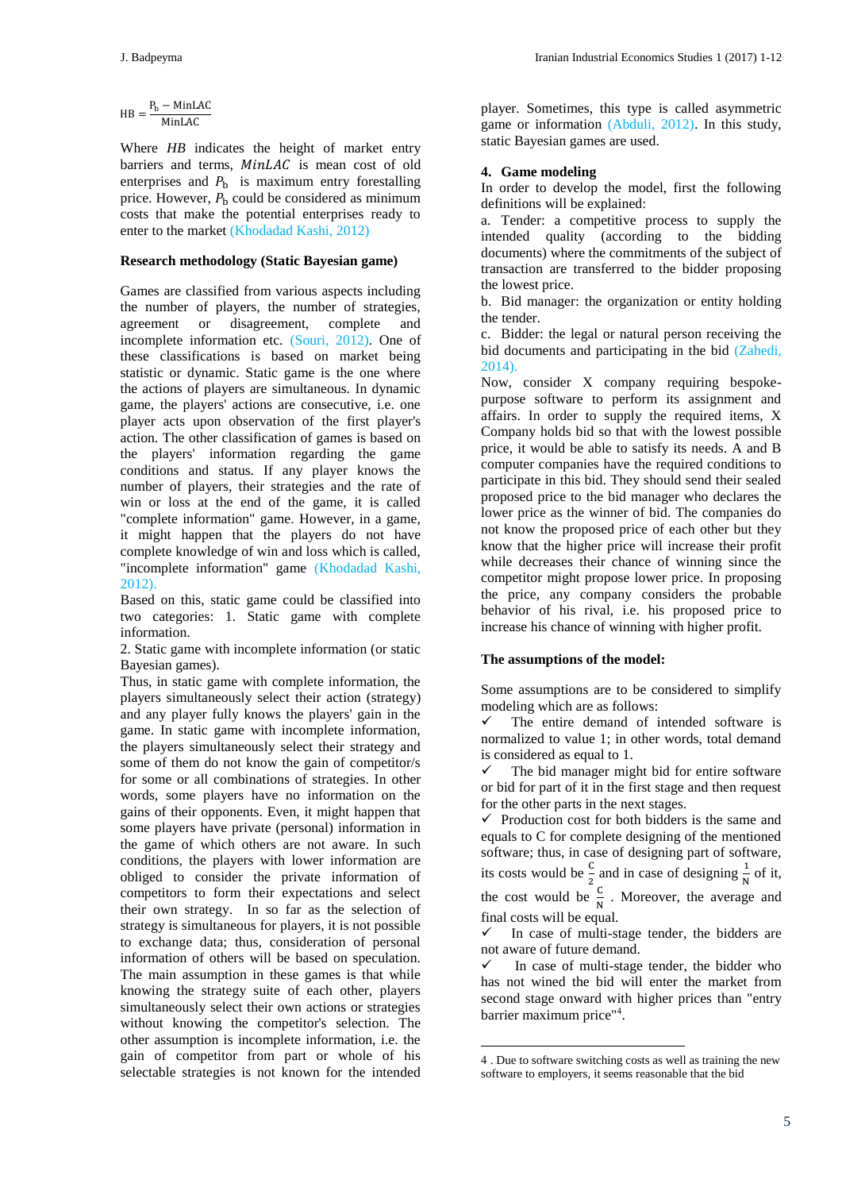$$HB = \frac{P_b - \text{MinLAC}}{\text{MinLAC}}$$

Where *HB* indicates the height of market entry barriers and terms, *MinLAC* is mean cost of old enterprises and $P_b$ is maximum entry forestalling price. However, $P_b$ could be considered as minimum costs that make the potential enterprises ready to enter to the market (Khodadad Kashi, 2012)

### Research methodology (Static Bayesian game)

Games are classified from various aspects including the number of players, the number of strategies, agreement or disagreement, complete and incomplete information etc. (Souri, 2012). One of these classifications is based on market being statistic or dynamic. Static game is the one where the actions of players are simultaneous. In dynamic game, the players' actions are consecutive, i.e. one player acts upon observation of the first player's action. The other classification of games is based on the players' information regarding the game conditions and status. If any player knows the number of players, their strategies and the rate of win or loss at the end of the game, it is called "complete information" game. However, in a game, it might happen that the players do not have complete knowledge of win and loss which is called, "incomplete information" game (Khodadad Kashi, 2012).

Based on this, static game could be classified into two categories: 1. Static game with complete information.

2. Static game with incomplete information (or static Bayesian games).

Thus, in static game with complete information, the players simultaneously select their action (strategy) and any player fully knows the players' gain in the game. In static game with incomplete information, the players simultaneously select their strategy and some of them do not know the gain of competitor/s for some or all combinations of strategies. In other words, some players have no information on the gains of their opponents. Even, it might happen that some players have private (personal) information in the game of which others are not aware. In such conditions, the players with lower information are obliged to consider the private information of competitors to form their expectations and select their own strategy. In so far as the selection of strategy is simultaneous for players, it is not possible to exchange data; thus, consideration of personal information of others will be based on speculation. The main assumption in these games is that while knowing the strategy suite of each other, players simultaneously select their own actions or strategies without knowing the competitor's selection. The other assumption is incomplete information, i.e. the gain of competitor from part or whole of his selectable strategies is not known for the intended player. Sometimes, this type is called asymmetric game or information (Abduli, 2012). In this study, static Bayesian games are used.

## 4. Game modeling

In order to develop the model, first the following definitions will be explained:

a. Tender: a competitive process to supply the intended quality (according to the bidding documents) where the commitments of the subject of transaction are transferred to the bidder proposing the lowest price.

b. Bid manager: the organization or entity holding the tender.

c. Bidder: the legal or natural person receiving the bid documents and participating in the bid (Zahedi, 2014).

Now, consider X company requiring bespoke-purpose software to perform its assignment and affairs. In order to supply the required items, X Company holds bid so that with the lowest possible price, it would be able to satisfy its needs. A and B computer companies have the required conditions to participate in this bid. They should send their sealed proposed price to the bid manager who declares the lower price as the winner of bid. The companies do not know the proposed price of each other but they know that the higher price will increase their profit while decreases their chance of winning since the competitor might propose lower price. In proposing the price, any company considers the probable behavior of his rival, i.e. his proposed price to increase his chance of winning with higher profit.

### The assumptions of the model:

Some assumptions are to be considered to simplify modeling which are as follows:

- ✓ The entire demand of intended software is normalized to value 1; in other words, total demand is considered as equal to 1.
- ✓ The bid manager might bid for entire software or bid for part of it in the first stage and then request for the other parts in the next stages.
- ✓ Production cost for both bidders is the same and equals to C for complete designing of the mentioned software; thus, in case of designing part of software, its costs would be $\frac{C}{2}$ and in case of designing $\frac{1}{N}$ of it, the cost would be $\frac{C}{N}$ . Moreover, the average and final costs will be equal.
- ✓ In case of multi-stage tender, the bidders are not aware of future demand.
- ✓ In case of multi-stage tender, the bidder who has not wined the bid will enter the market from second stage onward with higher prices than "entry barrier maximum price"[4].

---

4 . Due to software switching costs as well as training the new software to employers, it seems reasonable that the bid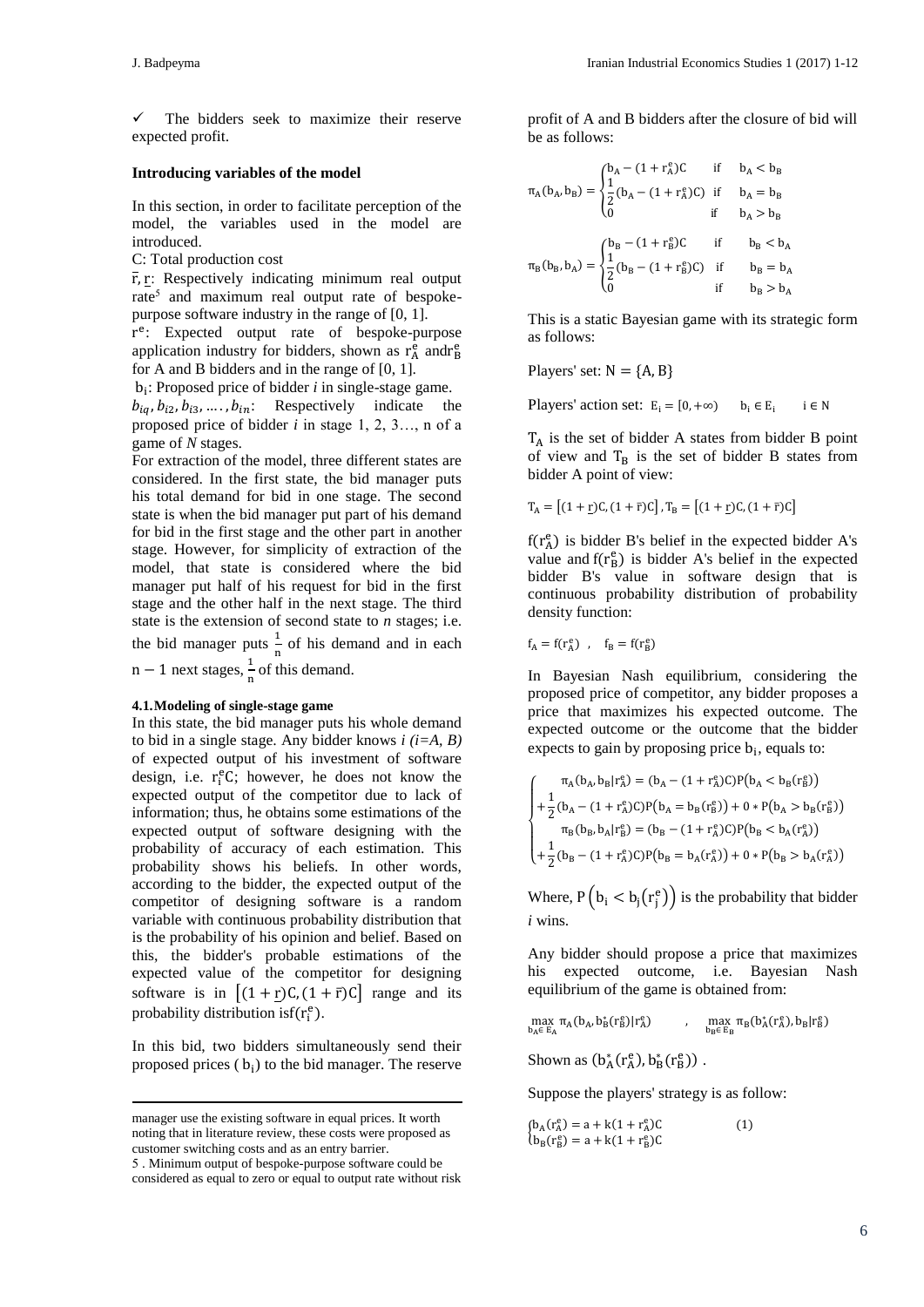✓ The bidders seek to maximize their reserve expected profit.

**Introducing variables of the model**

In this section, in order to facilitate perception of the model, the variables used in the model are introduced.

C: Total production cost

$\bar{r}, \underline{r}$: Respectively indicating minimum real output rate[5] and maximum real output rate of bespoke-purpose software industry in the range of [0, 1].

$r^e$: Expected output rate of bespoke-purpose application industry for bidders, shown as $r_A^e$ and $r_B^e$ for A and B bidders and in the range of [0, 1].

$b_i$: Proposed price of bidder *i* in single-stage game.

$b_{iq}, b_{i2}, b_{i3}, \ldots, b_{in}$: Respectively indicate the proposed price of bidder *i* in stage 1, 2, 3…, n of a game of *N* stages.

For extraction of the model, three different states are considered. In the first state, the bid manager puts his total demand for bid in one stage. The second state is when the bid manager put part of his demand for bid in the first stage and the other part in another stage. However, for simplicity of extraction of the model, that state is considered where the bid manager put half of his request for bid in the first stage and the other half in the next stage. The third state is the extension of second state to *n* stages; i.e. the bid manager puts $\frac{1}{n}$ of his demand and in each $n-1$ next stages, $\frac{1}{n}$ of this demand.

#### 4.1. Modeling of single-stage game

In this state, the bid manager puts his whole demand to bid in a single stage. Any bidder knows *i (i=A, B)* of expected output of his investment of software design, i.e. $r_i^e C$; however, he does not know the expected output of the competitor due to lack of information; thus, he obtains some estimations of the expected output of software designing with the probability of accuracy of each estimation. This probability shows his beliefs. In other words, according to the bidder, the expected output of the competitor of designing software is a random variable with continuous probability distribution that is the probability of his opinion and belief. Based on this, the bidder's probable estimations of the expected value of the competitor for designing software is in $[(1+\underline{r})C, (1+\bar{r})C]$ range and its probability distribution is $f(r_i^e)$.

In this bid, two bidders simultaneously send their proposed prices ($b_i$) to the bid manager. The reserve profit of A and B bidders after the closure of bid will be as follows:

$$\pi_A(b_A, b_B) = \begin{cases} b_A - (1+r_A^e)C & \text{if} \quad b_A < b_B \\ \frac{1}{2}(b_A - (1+r_A^e)C) & \text{if} \quad b_A = b_B \\ 0 & \text{if} \quad b_A > b_B \end{cases}$$

$$\pi_B(b_B, b_A) = \begin{cases} b_B - (1+r_B^e)C & \text{if} \quad b_B < b_A \\ \frac{1}{2}(b_B - (1+r_B^e)C) & \text{if} \quad b_B = b_A \\ 0 & \text{if} \quad b_B > b_A \end{cases}$$

This is a static Bayesian game with its strategic form as follows:

Players' set: $N = \{A, B\}$

Players' action set: $E_i = [0, +\infty) \quad b_i \in E_i \quad i \in N$

$T_A$ is the set of bidder A states from bidder B point of view and $T_B$ is the set of bidder B states from bidder A point of view:

$$T_A = [(1+\underline{r})C, (1+\bar{r})C], T_B = [(1+\underline{r})C, (1+\bar{r})C]$$

$f(r_A^e)$ is bidder B's belief in the expected bidder A's value and $f(r_B^e)$ is bidder A's belief in the expected bidder B's value in software design that is continuous probability distribution of probability density function:

$$f_A = f(r_A^e) \ , \quad f_B = f(r_B^e)$$

In Bayesian Nash equilibrium, considering the proposed price of competitor, any bidder proposes a price that maximizes his expected outcome. The expected outcome or the outcome that the bidder expects to gain by proposing price $b_i$, equals to:

$$\begin{cases} \pi_A(b_A, b_B | r_A^e) = (b_A - (1+r_A^e)C)P(b_A < b_B(r_B^e)) \\ +\frac{1}{2}(b_A - (1+r_A^e)C)P(b_A = b_B(r_B^e)) + 0 * P(b_A > b_B(r_B^e)) \\ \pi_B(b_B, b_A | r_B^e) = (b_B - (1+r_A^e)C)P(b_B < b_A(r_A^e)) \\ +\frac{1}{2}(b_B - (1+r_A^e)C)P(b_B = b_A(r_A^e)) + 0 * P(b_B > b_A(r_A^e)) \end{cases}$$

Where, $P\left(b_i < b_j\left(r_j^e\right)\right)$ is the probability that bidder *i* wins.

Any bidder should propose a price that maximizes his expected outcome, i.e. Bayesian Nash equilibrium of the game is obtained from:

$$\max_{b_A \in E_A} \pi_A(b_A, b_B^*(r_B^e) | r_A^e) \quad , \quad \max_{b_B \in E_B} \pi_B(b_A^*(r_A^e), b_B | r_B^e)$$

Shown as $(b_A^*(r_A^e), b_B^*(r_B^e))$.

Suppose the players' strategy is as follow:

$$\begin{cases} b_A(r_A^e) = a + k(1+r_A^e)C \\ b_B(r_B^e) = a + k(1+r_B^e)C \end{cases} \quad (1)$$

---

manager use the existing software in equal prices. It worth noting that in literature review, these costs were proposed as customer switching costs and as an entry barrier.

5 . Minimum output of bespoke-purpose software could be considered as equal to zero or equal to output rate without risk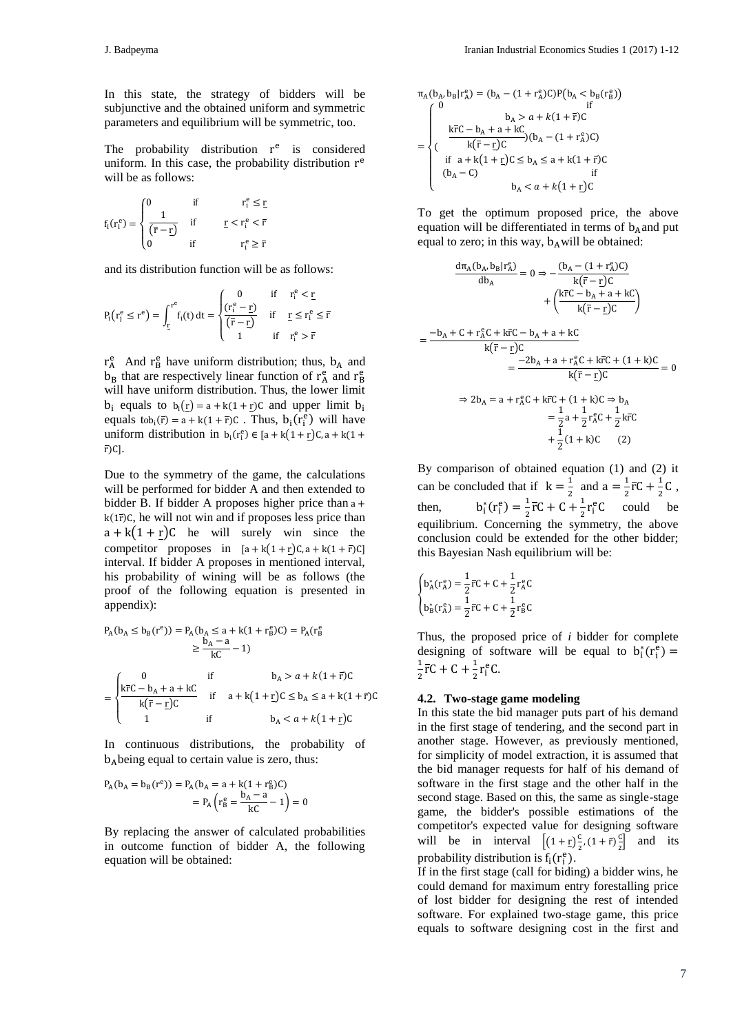In this state, the strategy of bidders will be subjunctive and the obtained uniform and symmetric parameters and equilibrium will be symmetric, too.

The probability distribution $r^e$ is considered uniform. In this case, the probability distribution $r^e$ will be as follows:

$$f_i(r_i^e) = \begin{cases} 0 & \text{if} \quad r_i^e \leq \underline{r} \\ \dfrac{1}{(\bar{r} - \underline{r})} & \text{if} \quad \underline{r} < r_i^e < \bar{r} \\ 0 & \text{if} \quad r_i^e \geq \bar{r} \end{cases}$$

and its distribution function will be as follows:

$$P_i(r_j^e \leq r^e) = \int_{\underline{r}}^{r^e} f_i(t)\,dt = \begin{cases} 0 & \text{if} \quad r_i^e < \underline{r} \\ \dfrac{(r_i^e - \underline{r})}{(\bar{r} - \underline{r})} & \text{if} \quad \underline{r} \leq r_i^e \leq \bar{r} \\ 1 & \text{if} \quad r_i^e > \bar{r} \end{cases}$$

$r_A^e$ And $r_B^e$ have uniform distribution; thus, $b_A$ and $b_B$ that are respectively linear function of $r_A^e$ and $r_B^e$ will have uniform distribution. Thus, the lower limit $b_i$ equals to $b_i(\underline{r}) = a + k(1 + \underline{r})C$ and upper limit $b_i$ equals to $b_i(\bar{r}) = a + k(1 + \bar{r})C$ . Thus, $b_i(r_i^e)$ will have uniform distribution in $b_i(r_i^e) \in [a + k(1 + \underline{r})C, a + k(1 + \bar{r})C]$.

Due to the symmetry of the game, the calculations will be performed for bidder A and then extended to bidder B. If bidder A proposes higher price than $a + k(1\bar{r})C$, he will not win and if proposes less price than $a + k(1 + \underline{r})C$ he will surely win since the competitor proposes in $[a + k(1 + \underline{r})C, a + k(1 + \bar{r})C]$ interval. If bidder A proposes in mentioned interval, his probability of wining will be as follows (the proof of the following equation is presented in appendix):

$$P_A(b_A \leq b_B(r^e)) = P_A(b_A \leq a + k(1 + r_B^e)C) = P_A(r_B^e \geq \frac{b_A - a}{kC} - 1)$$

$$= \begin{cases} 0 & \text{if} \quad b_A > a + k(1 + \bar{r})C \\ \dfrac{k\bar{r}C - b_A + a + kC}{k(\bar{r} - \underline{r})C} & \text{if} \quad a + k(1 + \underline{r})C \leq b_A \leq a + k(1 + \bar{r})C \\ 1 & \text{if} \quad b_A < a + k(1 + \underline{r})C \end{cases}$$

In continuous distributions, the probability of $b_A$ being equal to certain value is zero, thus:

$$P_A(b_A = b_B(r^e)) = P_A(b_A = a + k(1 + r_B^e)C) = P_A\left(r_B^e = \frac{b_A - a}{kC} - 1\right) = 0$$

By replacing the answer of calculated probabilities in outcome function of bidder A, the following equation will be obtained:

$$\pi_A(b_A, b_B | r_A^e) = (b_A - (1 + r_A^e)C)P(b_A < b_B(r_B^e))$$

$$= \begin{cases} 0 & \text{if} \quad b_A > a + k(1 + \bar{r})C \\ \left(\dfrac{k\bar{r}C - b_A + a + kC}{k(\bar{r} - \underline{r})C}\right)(b_A - (1 + r_A^e)C) & \text{if} \quad a + k(1 + \underline{r})C \leq b_A \leq a + k(1 + \bar{r})C \\ (b_A - C) & \text{if} \quad b_A < a + k(1 + \underline{r})C \end{cases}$$

To get the optimum proposed price, the above equation will be differentiated in terms of $b_A$ and put equal to zero; in this way, $b_A$ will be obtained:

$$\frac{d\pi_A(b_A, b_B | r_A^e)}{db_A} = 0 \Rightarrow -\frac{(b_A - (1 + r_A^e)C)}{k(\bar{r} - \underline{r})C} + \left(\frac{k\bar{r}C - b_A + a + kC}{k(\bar{r} - \underline{r})C}\right)$$

$$= \frac{-b_A + C + r_A^e C + k\bar{r}C - b_A + a + kC}{k(\bar{r} - \underline{r})C} = \frac{-2b_A + a + r_A^e C + k\bar{r}C + (1 + k)C}{k(\bar{r} - \underline{r})C} = 0$$

$$\Rightarrow 2b_A = a + r_A^e C + k\bar{r}C + (1 + k)C \Rightarrow b_A = \frac{1}{2}a + \frac{1}{2}r_A^e C + \frac{1}{2}k\bar{r}C + \frac{1}{2}(1 + k)C \qquad (2)$$

By comparison of obtained equation (1) and (2) it can be concluded that if $k = \frac{1}{2}$ and $a = \frac{1}{2}\bar{r}C + \frac{1}{2}C$ , then, $b_i^*(r_i^e) = \frac{1}{2}\bar{r}C + C + \frac{1}{2}r_i^e C$ could be equilibrium. Concerning the symmetry, the above conclusion could be extended for the other bidder; this Bayesian Nash equilibrium will be:

$$\begin{cases} b_A^*(r_A^e) = \dfrac{1}{2}\bar{r}C + C + \dfrac{1}{2}r_A^e C \\ b_B^*(r_A^e) = \dfrac{1}{2}\bar{r}C + C + \dfrac{1}{2}r_B^e C \end{cases}$$

Thus, the proposed price of *i* bidder for complete designing of software will be equal to $b_i^*(r_i^e) = \frac{1}{2}\bar{r}C + C + \frac{1}{2}r_i^e C$.

### 4.2. Two-stage game modeling

In this state the bid manager puts part of his demand in the first stage of tendering, and the second part in another stage. However, as previously mentioned, for simplicity of model extraction, it is assumed that the bid manager requests for half of his demand of software in the first stage and the other half in the second stage. Based on this, the same as single-stage game, the bidder's possible estimations of the competitor's expected value for designing software will be in interval $\left[(1 + \underline{r})\frac{C}{2}, (1 + \bar{r})\frac{C}{2}\right]$ and its probability distribution is $f_i(r_i^e)$.

If in the first stage (call for biding) a bidder wins, he could demand for maximum entry forestalling price of lost bidder for designing the rest of intended software. For explained two-stage game, this price equals to software designing cost in the first and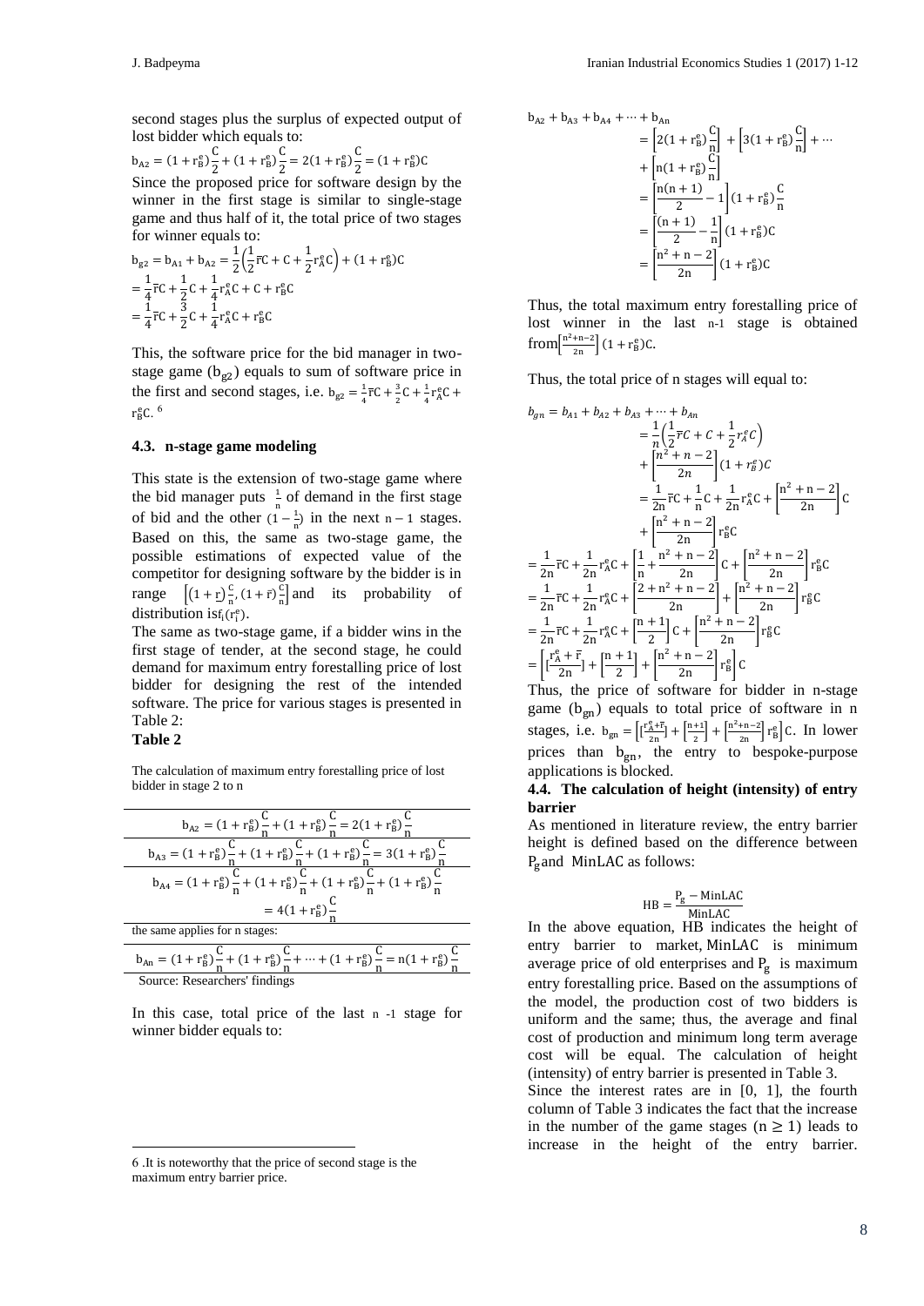second stages plus the surplus of expected output of lost bidder which equals to:

$$b_{A2} = (1 + r_B^e)\frac{C}{2} + (1 + r_B^e)\frac{C}{2} = 2(1 + r_B^e)\frac{C}{2} = (1 + r_B^e)C$$

Since the proposed price for software design by the winner in the first stage is similar to single-stage game and thus half of it, the total price of two stages for winner equals to:

$$b_{g2} = b_{A1} + b_{A2} = \frac{1}{2}\left(\frac{1}{2}\bar{r}C + C + \frac{1}{2}r_A^e C\right) + (1 + r_B^e)C$$
$$= \frac{1}{4}\bar{r}C + \frac{1}{2}C + \frac{1}{4}r_A^e C + C + r_B^e C$$
$$= \frac{1}{4}\bar{r}C + \frac{3}{2}C + \frac{1}{4}r_A^e C + r_B^e C$$

This, the software price for the bid manager in two-stage game ($b_{g2}$) equals to sum of software price in the first and second stages, i.e. $b_{g2} = \frac{1}{4}\bar{r}C + \frac{3}{2}C + \frac{1}{4}r_A^e C + r_B^e C$. [6]

### 4.3. n-stage game modeling

This state is the extension of two-stage game where the bid manager puts $\frac{1}{n}$ of demand in the first stage of bid and the other $(1 - \frac{1}{n})$ in the next $n - 1$ stages. Based on this, the same as two-stage game, the possible estimations of expected value of the competitor for designing software by the bidder is in range $\left[(1 + \underline{r})\frac{C}{n}, (1 + \bar{r})\frac{C}{n}\right]$ and its probability of distribution is $f_i(r_i^e)$.

The same as two-stage game, if a bidder wins in the first stage of tender, at the second stage, he could demand for maximum entry forestalling price of lost bidder for designing the rest of the intended software. The price for various stages is presented in Table 2:

**Table 2**

The calculation of maximum entry forestalling price of lost bidder in stage 2 to n

| |
|---|
| $b_{A2} = (1 + r_B^e)\frac{C}{n} + (1 + r_B^e)\frac{C}{n} = 2(1 + r_B^e)\frac{C}{n}$ |
| $b_{A3} = (1 + r_B^e)\frac{C}{n} + (1 + r_B^e)\frac{C}{n} + (1 + r_B^e)\frac{C}{n} = 3(1 + r_B^e)\frac{C}{n}$ |
| $b_{A4} = (1 + r_B^e)\frac{C}{n} + (1 + r_B^e)\frac{C}{n} + (1 + r_B^e)\frac{C}{n} + (1 + r_B^e)\frac{C}{n} = 4(1 + r_B^e)\frac{C}{n}$ |
| the same applies for n stages: |
| $b_{An} = (1 + r_B^e)\frac{C}{n} + (1 + r_B^e)\frac{C}{n} + \cdots + (1 + r_B^e)\frac{C}{n} = n(1 + r_B^e)\frac{C}{n}$ |

Source: Researchers' findings

In this case, total price of the last n -1 stage for winner bidder equals to:

$$b_{A2} + b_{A3} + b_{A4} + \cdots + b_{An} = \left[2(1 + r_B^e)\frac{C}{n}\right] + \left[3(1 + r_B^e)\frac{C}{n}\right] + \cdots + \left[n(1 + r_B^e)\frac{C}{n}\right]$$
$$= \left[\frac{n(n+1)}{2} - 1\right](1 + r_B^e)\frac{C}{n}$$
$$= \left[\frac{(n+1)}{2} - \frac{1}{n}\right](1 + r_B^e)C$$
$$= \left[\frac{n^2 + n - 2}{2n}\right](1 + r_B^e)C$$

Thus, the total maximum entry forestalling price of lost winner in the last n-1 stage is obtained from $\left[\frac{n^2+n-2}{2n}\right](1 + r_B^e)C$.

Thus, the total price of n stages will equal to:

$$b_{gn} = b_{A1} + b_{A2} + b_{A3} + \cdots + b_{An} = \frac{1}{n}\left(\frac{1}{2}\bar{r}C + C + \frac{1}{2}r_A^e C\right) + \left[\frac{n^2 + n - 2}{2n}\right](1 + r_B^e)C$$
$$= \frac{1}{2n}\bar{r}C + \frac{1}{n}C + \frac{1}{2n}r_A^e C + \left[\frac{n^2 + n - 2}{2n}\right]C + \left[\frac{n^2 + n - 2}{2n}\right]r_B^e C$$
$$= \frac{1}{2n}\bar{r}C + \frac{1}{2n}r_A^e C + \left[\frac{1}{n} + \frac{n^2 + n - 2}{2n}\right]C + \left[\frac{n^2 + n - 2}{2n}\right]r_B^e C$$
$$= \frac{1}{2n}\bar{r}C + \frac{1}{2n}r_A^e C + \left[\frac{2 + n^2 + n - 2}{2n}\right] + \left[\frac{n^2 + n - 2}{2n}\right]r_B^e C$$
$$= \frac{1}{2n}\bar{r}C + \frac{1}{2n}r_A^e C + \left[\frac{n+1}{2}\right]C + \left[\frac{n^2 + n - 2}{2n}\right]r_B^e C$$
$$= \left[\left[\frac{r_A^e + \bar{r}}{2n}\right] + \left[\frac{n+1}{2}\right] + \left[\frac{n^2 + n - 2}{2n}\right]r_B^e\right]C$$

Thus, the price of software for bidder in n-stage game ($b_{gn}$) equals to total price of software in n stages, i.e. $b_{gn} = \left[\left[\frac{r_A^e + \bar{r}}{2n}\right] + \left[\frac{n+1}{2}\right] + \left[\frac{n^2+n-2}{2n}\right]r_B^e\right]C$. In lower prices than $b_{gn}$, the entry to bespoke-purpose applications is blocked.

### 4.4. The calculation of height (intensity) of entry barrier

As mentioned in literature review, the entry barrier height is defined based on the difference between $P_g$ and MinLAC as follows:

$$HB = \frac{P_g - MinLAC}{MinLAC}$$

In the above equation, HB indicates the height of entry barrier to market, MinLAC is minimum average price of old enterprises and $P_g$ is maximum entry forestalling price. Based on the assumptions of the model, the production cost of two bidders is uniform and the same; thus, the average and final cost of production and minimum long term average cost will be equal. The calculation of height (intensity) of entry barrier is presented in Table 3.

Since the interest rates are in [0, 1], the fourth column of Table 3 indicates the fact that the increase in the number of the game stages $(n \geq 1)$ leads to increase in the height of the entry barrier.

---

6 .It is noteworthy that the price of second stage is the maximum entry barrier price.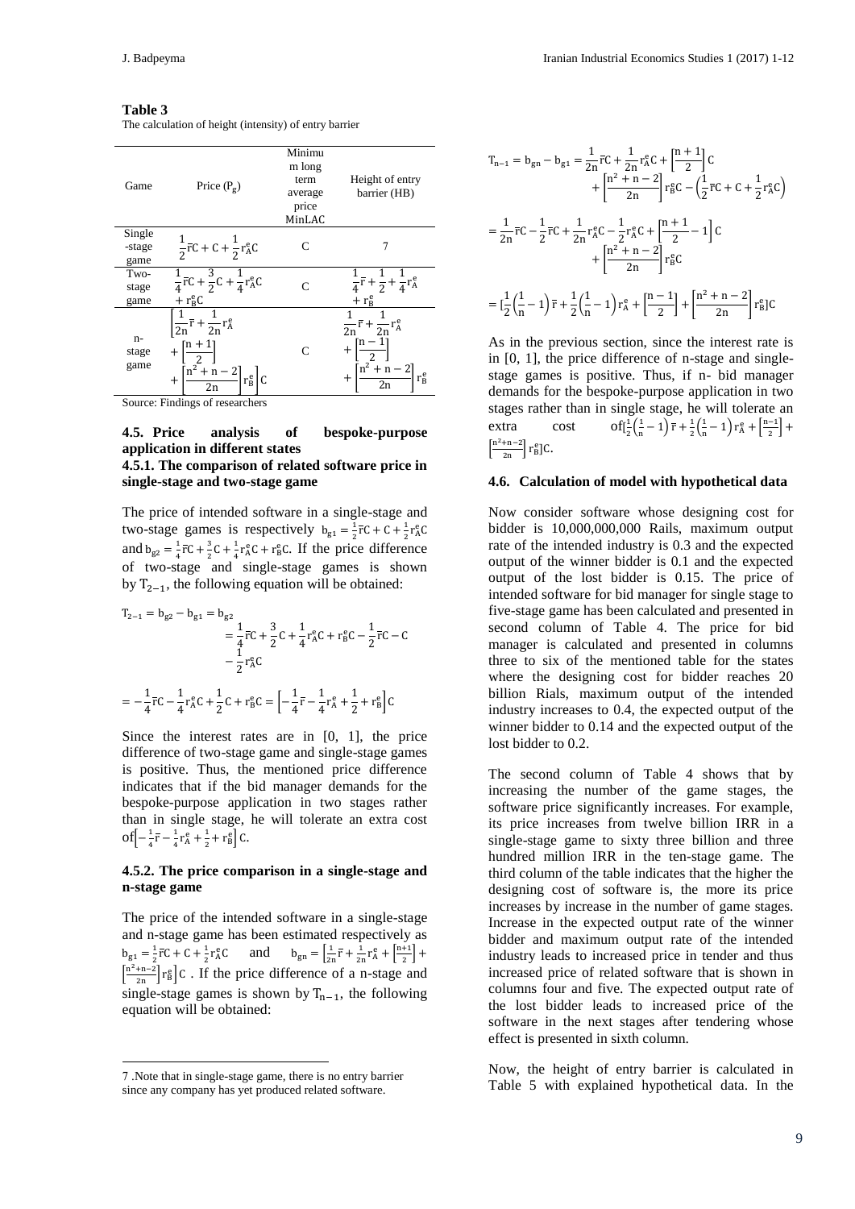**Table 3**

The calculation of height (intensity) of entry barrier

| Game | Price ($P_g$) | Minimum long term average price MinLAC | Height of entry barrier (HB) |
|---|---|---|---|
| Single-stage game | $\frac{1}{2}\bar{r}C + C + \frac{1}{2}r_A^e C$ | C | 7 |
| Two-stage game | $\frac{1}{4}\bar{r}C + \frac{3}{2}C + \frac{1}{4}r_A^e C + r_B^e C$ | C | $\frac{1}{4}\bar{r} + \frac{1}{2} + \frac{1}{4}r_A^e + r_B^e$ |
| n-stage game | $\left[\frac{1}{2n}\bar{r} + \frac{1}{2n}r_A^e + \left[\frac{n+1}{2}\right] + \left[\frac{n^2+n-2}{2n}\right]r_B^e\right]C$ | C | $\frac{1}{2n}\bar{r} + \frac{1}{2n}r_A^e + \left[\frac{n-1}{2}\right] + \left[\frac{n^2+n-2}{2n}\right]r_B^e$ |

Source: Findings of researchers

### 4.5. Price analysis of bespoke-purpose application in different states

#### 4.5.1. The comparison of related software price in single-stage and two-stage game

The price of intended software in a single-stage and two-stage games is respectively $b_{g1} = \frac{1}{2}\bar{r}C + C + \frac{1}{2}r_A^e C$ and $b_{g2} = \frac{1}{4}\bar{r}C + \frac{3}{2}C + \frac{1}{4}r_A^e C + r_B^e C$. If the price difference of two-stage and single-stage games is shown by $T_{2-1}$, the following equation will be obtained:

$$T_{2-1} = b_{g2} - b_{g1} = b_{g2} = \frac{1}{4}\bar{r}C + \frac{3}{2}C + \frac{1}{4}r_A^e C + r_B^e C - \frac{1}{2}\bar{r}C - C - \frac{1}{2}r_A^e C$$

$$= -\frac{1}{4}\bar{r}C - \frac{1}{4}r_A^e C + \frac{1}{2}C + r_B^e C = \left[-\frac{1}{4}\bar{r} - \frac{1}{4}r_A^e + \frac{1}{2} + r_B^e\right]C$$

Since the interest rates are in [0, 1], the price difference of two-stage game and single-stage games is positive. Thus, the mentioned price difference indicates that if the bid manager demands for the bespoke-purpose application in two stages rather than in single stage, he will tolerate an extra cost of $\left[-\frac{1}{4}\bar{r} - \frac{1}{4}r_A^e + \frac{1}{2} + r_B^e\right]C$.

#### 4.5.2. The price comparison in a single-stage and n-stage game

The price of the intended software in a single-stage and n-stage game has been estimated respectively as $b_{g1} = \frac{1}{2}\bar{r}C + C + \frac{1}{2}r_A^e C$ and $b_{gn} = \left[\frac{1}{2n}\bar{r} + \frac{1}{2n}r_A^e + \left[\frac{n+1}{2}\right] + \left[\frac{n^2+n-2}{2n}\right]r_B^e\right]C$. If the price difference of a n-stage and single-stage games is shown by $T_{n-1}$, the following equation will be obtained:

$$T_{n-1} = b_{gn} - b_{g1} = \frac{1}{2n}\bar{r}C + \frac{1}{2n}r_A^e C + \left[\frac{n+1}{2}\right]C + \left[\frac{n^2+n-2}{2n}\right]r_B^e C - \left(\frac{1}{2}\bar{r}C + C + \frac{1}{2}r_A^e C\right)$$

$$= \frac{1}{2n}\bar{r}C - \frac{1}{2}\bar{r}C + \frac{1}{2n}r_A^e C - \frac{1}{2}r_A^e C + \left[\frac{n+1}{2} - 1\right]C + \left[\frac{n^2+n-2}{2n}\right]r_B^e C$$

$$= \left[\frac{1}{2}\left(\frac{1}{n} - 1\right)\bar{r} + \frac{1}{2}\left(\frac{1}{n} - 1\right)r_A^e + \left[\frac{n-1}{2}\right] + \left[\frac{n^2+n-2}{2n}\right]r_B^e\right]C$$

As in the previous section, since the interest rate is in [0, 1], the price difference of n-stage and single-stage games is positive. Thus, if n- bid manager demands for the bespoke-purpose application in two stages rather than in single stage, he will tolerate an extra cost of $\left[\frac{1}{2}\left(\frac{1}{n} - 1\right)\bar{r} + \frac{1}{2}\left(\frac{1}{n} - 1\right)r_A^e + \left[\frac{n-1}{2}\right] + \left[\frac{n^2+n-2}{2n}\right]r_B^e\right]C$.

### 4.6. Calculation of model with hypothetical data

Now consider software whose designing cost for bidder is 10,000,000,000 Rails, maximum output rate of the intended industry is 0.3 and the expected output of the winner bidder is 0.1 and the expected output of the lost bidder is 0.15. The price of intended software for bid manager for single stage to five-stage game has been calculated and presented in second column of Table 4. The price for bid manager is calculated and presented in columns three to six of the mentioned table for the states where the designing cost for bidder reaches 20 billion Rials, maximum output of the intended industry increases to 0.4, the expected output of the winner bidder to 0.14 and the expected output of the lost bidder to 0.2.

The second column of Table 4 shows that by increasing the number of the game stages, the software price significantly increases. For example, its price increases from twelve billion IRR in a single-stage game to sixty three billion and three hundred million IRR in the ten-stage game. The third column of the table indicates that the higher the designing cost of software is, the more its price increases by increase in the number of game stages. Increase in the expected output rate of the winner bidder and maximum output rate of the intended industry leads to increased price in tender and thus increased price of related software that is shown in columns four and five. The expected output rate of the lost bidder leads to increased price of the software in the next stages after tendering whose effect is presented in sixth column.

Now, the height of entry barrier is calculated in Table 5 with explained hypothetical data. In the

---

7 .Note that in single-stage game, there is no entry barrier since any company has yet produced related software.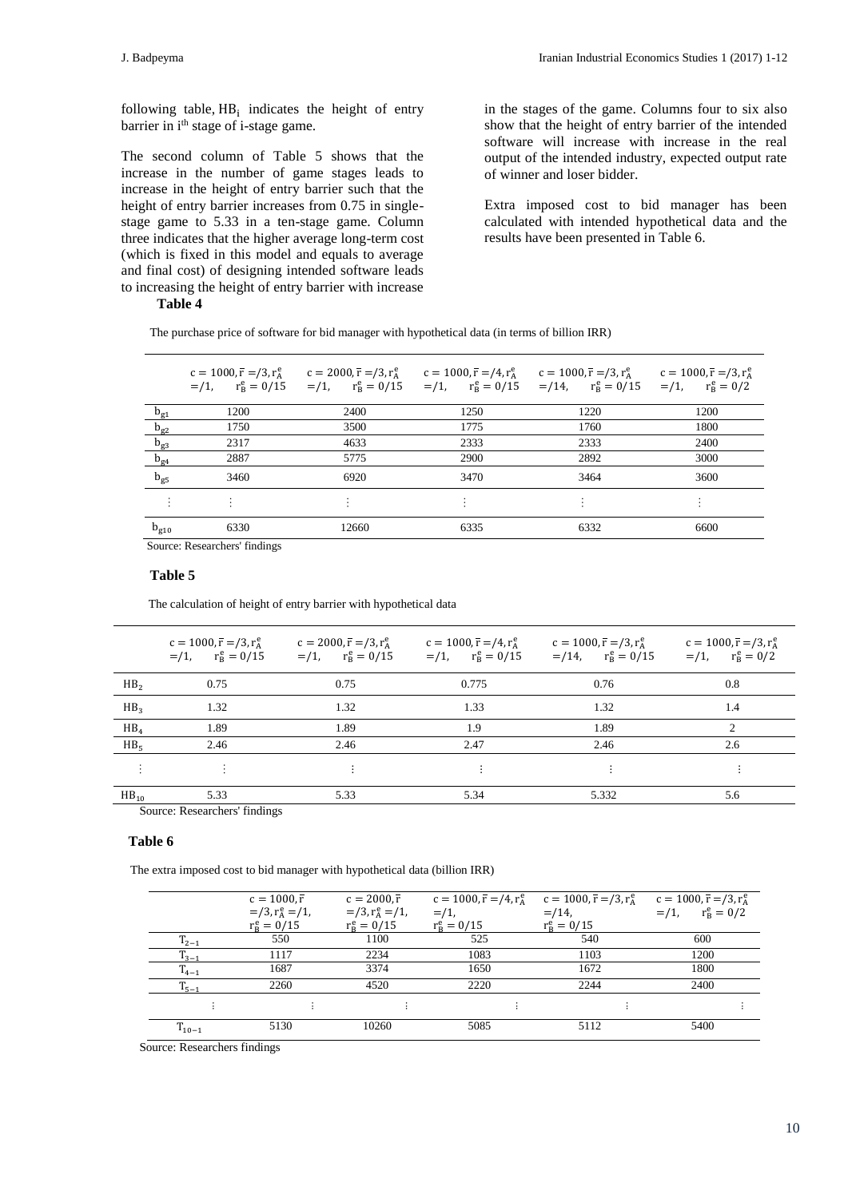following table, $HB_i$ indicates the height of entry barrier in i[th] stage of i-stage game.

The second column of Table 5 shows that the increase in the number of game stages leads to increase in the height of entry barrier such that the height of entry barrier increases from 0.75 in single-stage game to 5.33 in a ten-stage game. Column three indicates that the higher average long-term cost (which is fixed in this model and equals to average and final cost) of designing intended software leads to increasing the height of entry barrier with increase in the stages of the game. Columns four to six also show that the height of entry barrier of the intended software will increase with increase in the real output of the intended industry, expected output rate of winner and loser bidder.

Extra imposed cost to bid manager has been calculated with intended hypothetical data and the results have been presented in Table 6.

**Table 4**

The purchase price of software for bid manager with hypothetical data (in terms of billion IRR)

| | $c = 1000, \bar{r} = /3, r_A^e = /1, \quad r_B^e = 0/15$ | $c = 2000, \bar{r} = /3, r_A^e = /1, \quad r_B^e = 0/15$ | $c = 1000, \bar{r} = /4, r_A^e = /1, \quad r_B^e = 0/15$ | $c = 1000, \bar{r} = /3, r_A^e = /14, \quad r_B^e = 0/15$ | $c = 1000, \bar{r} = /3, r_A^e = /1, \quad r_B^e = 0/2$ |
|---|---|---|---|---|---|
| $b_{g1}$ | 1200 | 2400 | 1250 | 1220 | 1200 |
| $b_{g2}$ | 1750 | 3500 | 1775 | 1760 | 1800 |
| $b_{g3}$ | 2317 | 4633 | 2333 | 2333 | 2400 |
| $b_{g4}$ | 2887 | 5775 | 2900 | 2892 | 3000 |
| $b_{g5}$ | 3460 | 6920 | 3470 | 3464 | 3600 |
| ⋮ | ⋮ | ⋮ | ⋮ | ⋮ | ⋮ |
| $b_{g10}$ | 6330 | 12660 | 6335 | 6332 | 6600 |

Source: Researchers' findings

**Table 5**

The calculation of height of entry barrier with hypothetical data

| | $c = 1000, \bar{r} = /3, r_A^e = /1, \quad r_B^e = 0/15$ | $c = 2000, \bar{r} = /3, r_A^e = /1, \quad r_B^e = 0/15$ | $c = 1000, \bar{r} = /4, r_A^e = /1, \quad r_B^e = 0/15$ | $c = 1000, \bar{r} = /3, r_A^e = /14, \quad r_B^e = 0/15$ | $c = 1000, \bar{r} = /3, r_A^e = /1, \quad r_B^e = 0/2$ |
|---|---|---|---|---|---|
| $HB_2$ | 0.75 | 0.75 | 0.775 | 0.76 | 0.8 |
| $HB_3$ | 1.32 | 1.32 | 1.33 | 1.32 | 1.4 |
| $HB_4$ | 1.89 | 1.89 | 1.9 | 1.89 | 2 |
| $HB_5$ | 2.46 | 2.46 | 2.47 | 2.46 | 2.6 |
| ⋮ | ⋮ | ⋮ | ⋮ | ⋮ | ⋮ |
| $HB_{10}$ | 5.33 | 5.33 | 5.34 | 5.332 | 5.6 |

Source: Researchers' findings

**Table 6**

The extra imposed cost to bid manager with hypothetical data (billion IRR)

| | $c = 1000, \bar{r} = /3, r_A^e = /1, r_B^e = 0/15$ | $c = 2000, \bar{r} = /3, r_A^e = /1, r_B^e = 0/15$ | $c = 1000, \bar{r} = /4, r_A^e = /1, r_B^e = 0/15$ | $c = 1000, \bar{r} = /3, r_A^e = /14, r_B^e = 0/15$ | $c = 1000, \bar{r} = /3, r_A^e = /1, \quad r_B^e = 0/2$ |
|---|---|---|---|---|---|
| $T_{2-1}$ | 550 | 1100 | 525 | 540 | 600 |
| $T_{3-1}$ | 1117 | 2234 | 1083 | 1103 | 1200 |
| $T_{4-1}$ | 1687 | 3374 | 1650 | 1672 | 1800 |
| $T_{5-1}$ | 2260 | 4520 | 2220 | 2244 | 2400 |
| ⋮ | ⋮ | ⋮ | ⋮ | ⋮ | ⋮ |
| $T_{10-1}$ | 5130 | 10260 | 5085 | 5112 | 5400 |

Source: Researchers findings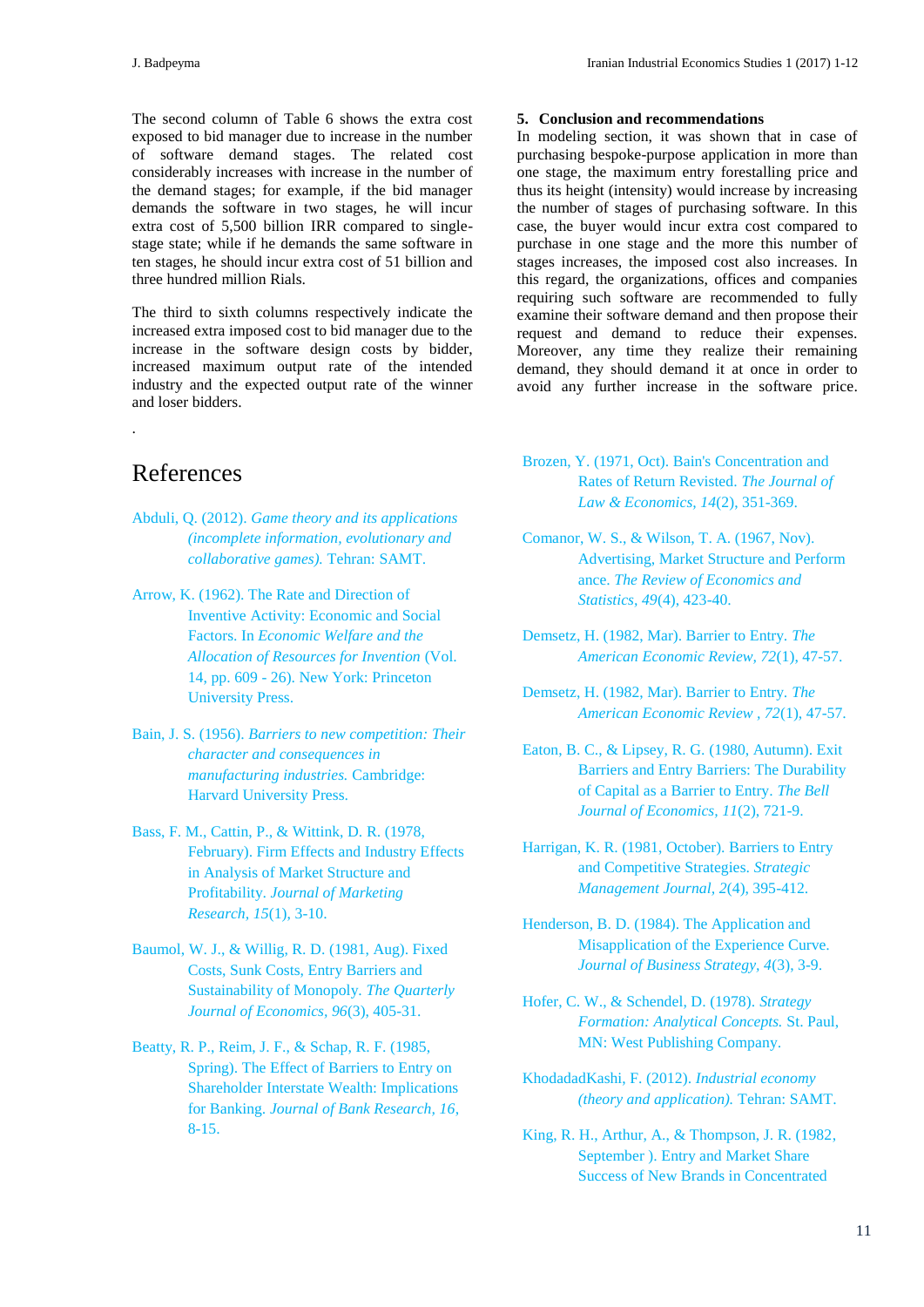The second column of Table 6 shows the extra cost exposed to bid manager due to increase in the number of software demand stages. The related cost considerably increases with increase in the number of the demand stages; for example, if the bid manager demands the software in two stages, he will incur extra cost of 5,500 billion IRR compared to single-stage state; while if he demands the same software in ten stages, he should incur extra cost of 51 billion and three hundred million Rials.

The third to sixth columns respectively indicate the increased extra imposed cost to bid manager due to the increase in the software design costs by bidder, increased maximum output rate of the intended industry and the expected output rate of the winner and loser bidders.

.

## 5. Conclusion and recommendations

In modeling section, it was shown that in case of purchasing bespoke-purpose application in more than one stage, the maximum entry forestalling price and thus its height (intensity) would increase by increasing the number of stages of purchasing software. In this case, the buyer would incur extra cost compared to purchase in one stage and the more this number of stages increases, the imposed cost also increases. In this regard, the organizations, offices and companies requiring such software are recommended to fully examine their software demand and then propose their request and demand to reduce their expenses. Moreover, any time they realize their remaining demand, they should demand it at once in order to avoid any further increase in the software price.

# References

Abduli, Q. (2012). *Game theory and its applications (incomplete information, evolutionary and collaborative games).* Tehran: SAMT.

Arrow, K. (1962). The Rate and Direction of Inventive Activity: Economic and Social Factors. In *Economic Welfare and the Allocation of Resources for Invention* (Vol. 14, pp. 609 - 26). New York: Princeton University Press.

Bain, J. S. (1956). *Barriers to new competition: Their character and consequences in manufacturing industries.* Cambridge: Harvard University Press.

Bass, F. M., Cattin, P., & Wittink, D. R. (1978, February). Firm Effects and Industry Effects in Analysis of Market Structure and Profitability. *Journal of Marketing Research, 15*(1), 3-10.

Baumol, W. J., & Willig, R. D. (1981, Aug). Fixed Costs, Sunk Costs, Entry Barriers and Sustainability of Monopoly. *The Quarterly Journal of Economics, 96*(3), 405-31.

Beatty, R. P., Reim, J. F., & Schap, R. F. (1985, Spring). The Effect of Barriers to Entry on Shareholder Interstate Wealth: Implications for Banking. *Journal of Bank Research, 16*, 8-15.

Brozen, Y. (1971, Oct). Bain's Concentration and Rates of Return Revisited. *The Journal of Law & Economics, 14*(2), 351-369.

Comanor, W. S., & Wilson, T. A. (1967, Nov). Advertising, Market Structure and Perform ance. *The Review of Economics and Statistics, 49*(4), 423-40.

Demsetz, H. (1982, Mar). Barrier to Entry. *The American Economic Review, 72*(1), 47-57.

Demsetz, H. (1982, Mar). Barrier to Entry. *The American Economic Review , 72*(1), 47-57.

Eaton, B. C., & Lipsey, R. G. (1980, Autumn). Exit Barriers and Entry Barriers: The Durability of Capital as a Barrier to Entry. *The Bell Journal of Economics, 11*(2), 721-9.

Harrigan, K. R. (1981, October). Barriers to Entry and Competitive Strategies. *Strategic Management Journal, 2*(4), 395-412.

Henderson, B. D. (1984). The Application and Misapplication of the Experience Curve. *Journal of Business Strategy, 4*(3), 3-9.

Hofer, C. W., & Schendel, D. (1978). *Strategy Formation: Analytical Concepts.* St. Paul, MN: West Publishing Company.

KhodadadKashi, F. (2012). *Industrial economy (theory and application).* Tehran: SAMT.

King, R. H., Arthur, A., & Thompson, J. R. (1982, September ). Entry and Market Share Success of New Brands in Concentrated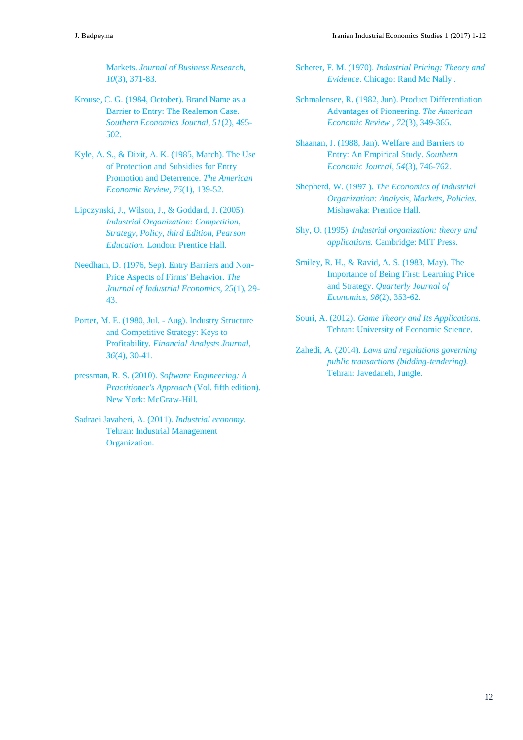Markets. *Journal of Business Research, 10*(3), 371-83.

Krouse, C. G. (1984, October). Brand Name as a Barrier to Entry: The Realemon Case. *Southern Economics Journal, 51*(2), 495-502.

Kyle, A. S., & Dixit, A. K. (1985, March). The Use of Protection and Subsidies for Entry Promotion and Deterrence. *The American Economic Review, 75*(1), 139-52.

Lipczynski, J., Wilson, J., & Goddard, J. (2005). *Industrial Organization: Competition, Strategy, Policy, third Edition, Pearson Education.* London: Prentice Hall.

Needham, D. (1976, Sep). Entry Barriers and Non-Price Aspects of Firms' Behavior. *The Journal of Industrial Economics, 25*(1), 29-43.

Porter, M. E. (1980, Jul. - Aug). Industry Structure and Competitive Strategy: Keys to Profitability. *Financial Analysts Journal, 36*(4), 30-41.

pressman, R. S. (2010). *Software Engineering: A Practitioner's Approach* (Vol. fifth edition). New York: McGraw-Hill.

Sadraei Javaheri, A. (2011). *Industrial economy.* Tehran: Industrial Management Organization.

Scherer, F. M. (1970). *Industrial Pricing: Theory and Evidence.* Chicago: Rand Mc Nally .

Schmalensee, R. (1982, Jun). Product Differentiation Advantages of Pioneering. *The American Economic Review , 72*(3), 349-365.

Shaanan, J. (1988, Jan). Welfare and Barriers to Entry: An Empirical Study. *Southern Economic Journal, 54*(3), 746-762.

Shepherd, W. (1997 ). *The Economics of Industrial Organization: Analysis, Markets, Policies.* Mishawaka: Prentice Hall.

Shy, O. (1995). *Industrial organization: theory and applications.* Cambridge: MIT Press.

Smiley, R. H., & Ravid, A. S. (1983, May). The Importance of Being First: Learning Price and Strategy. *Quarterly Journal of Economics, 98*(2), 353-62.

Souri, A. (2012). *Game Theory and Its Applications.* Tehran: University of Economic Science.

Zahedi, A. (2014). *Laws and regulations governing public transactions (bidding-tendering).* Tehran: Javedaneh, Jungle.